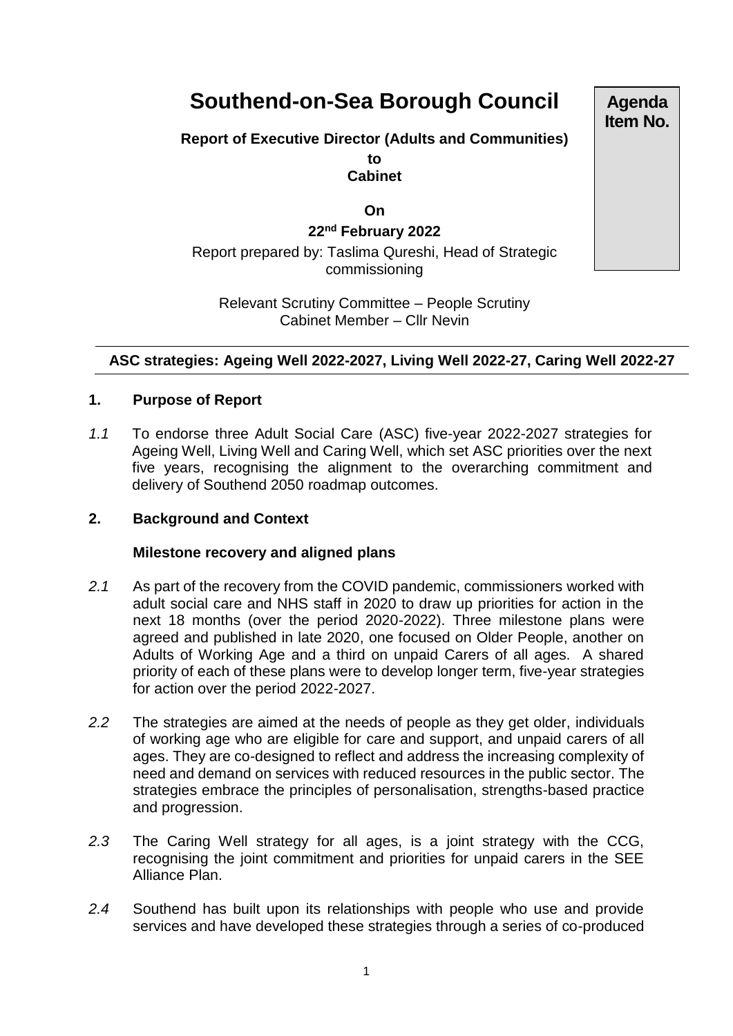# Southend-on-Sea Borough Council

**Agenda Item No.**

**Report of Executive Director (Adults and Communities)**

**to**

**Cabinet**

**On**

**22nd February 2022**

Report prepared by: Taslima Qureshi, Head of Strategic commissioning

Relevant Scrutiny Committee – People Scrutiny
Cabinet Member – Cllr Nevin

---

**ASC strategies: Ageing Well 2022-2027, Living Well 2022-27, Caring Well 2022-27**

---

## 1. Purpose of Report

*1.1* To endorse three Adult Social Care (ASC) five-year 2022-2027 strategies for Ageing Well, Living Well and Caring Well, which set ASC priorities over the next five years, recognising the alignment to the overarching commitment and delivery of Southend 2050 roadmap outcomes.

## 2. Background and Context

### Milestone recovery and aligned plans

*2.1* As part of the recovery from the COVID pandemic, commissioners worked with adult social care and NHS staff in 2020 to draw up priorities for action in the next 18 months (over the period 2020-2022). Three milestone plans were agreed and published in late 2020, one focused on Older People, another on Adults of Working Age and a third on unpaid Carers of all ages. A shared priority of each of these plans were to develop longer term, five-year strategies for action over the period 2022-2027.

*2.2* The strategies are aimed at the needs of people as they get older, individuals of working age who are eligible for care and support, and unpaid carers of all ages. They are co-designed to reflect and address the increasing complexity of need and demand on services with reduced resources in the public sector. The strategies embrace the principles of personalisation, strengths-based practice and progression.

*2.3* The Caring Well strategy for all ages, is a joint strategy with the CCG, recognising the joint commitment and priorities for unpaid carers in the SEE Alliance Plan.

*2.4* Southend has built upon its relationships with people who use and provide services and have developed these strategies through a series of co-produced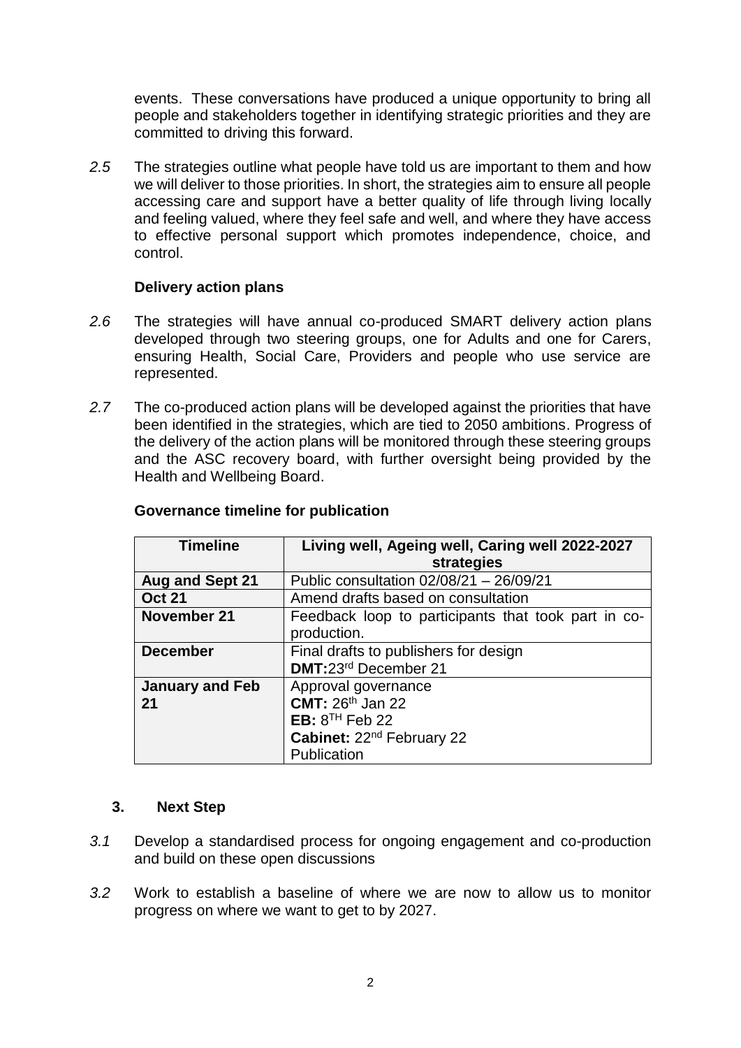events. These conversations have produced a unique opportunity to bring all people and stakeholders together in identifying strategic priorities and they are committed to driving this forward.

*2.5* The strategies outline what people have told us are important to them and how we will deliver to those priorities. In short, the strategies aim to ensure all people accessing care and support have a better quality of life through living locally and feeling valued, where they feel safe and well, and where they have access to effective personal support which promotes independence, choice, and control.

**Delivery action plans**

*2.6* The strategies will have annual co-produced SMART delivery action plans developed through two steering groups, one for Adults and one for Carers, ensuring Health, Social Care, Providers and people who use service are represented.

*2.7* The co-produced action plans will be developed against the priorities that have been identified in the strategies, which are tied to 2050 ambitions. Progress of the delivery of the action plans will be monitored through these steering groups and the ASC recovery board, with further oversight being provided by the Health and Wellbeing Board.

**Governance timeline for publication**

| Timeline | Living well, Ageing well, Caring well 2022-2027 strategies |
|---|---|
| **Aug and Sept 21** | Public consultation 02/08/21 – 26/09/21 |
| **Oct 21** | Amend drafts based on consultation |
| **November 21** | Feedback loop to participants that took part in co-production. |
| **December** | Final drafts to publishers for design<br>**DMT:**23rd December 21 |
| **January and Feb 21** | Approval governance<br>**CMT:** 26th Jan 22<br>**EB:** 8TH Feb 22<br>**Cabinet:** 22nd February 22<br>Publication |

## 3. Next Step

*3.1* Develop a standardised process for ongoing engagement and co-production and build on these open discussions

*3.2* Work to establish a baseline of where we are now to allow us to monitor progress on where we want to get to by 2027.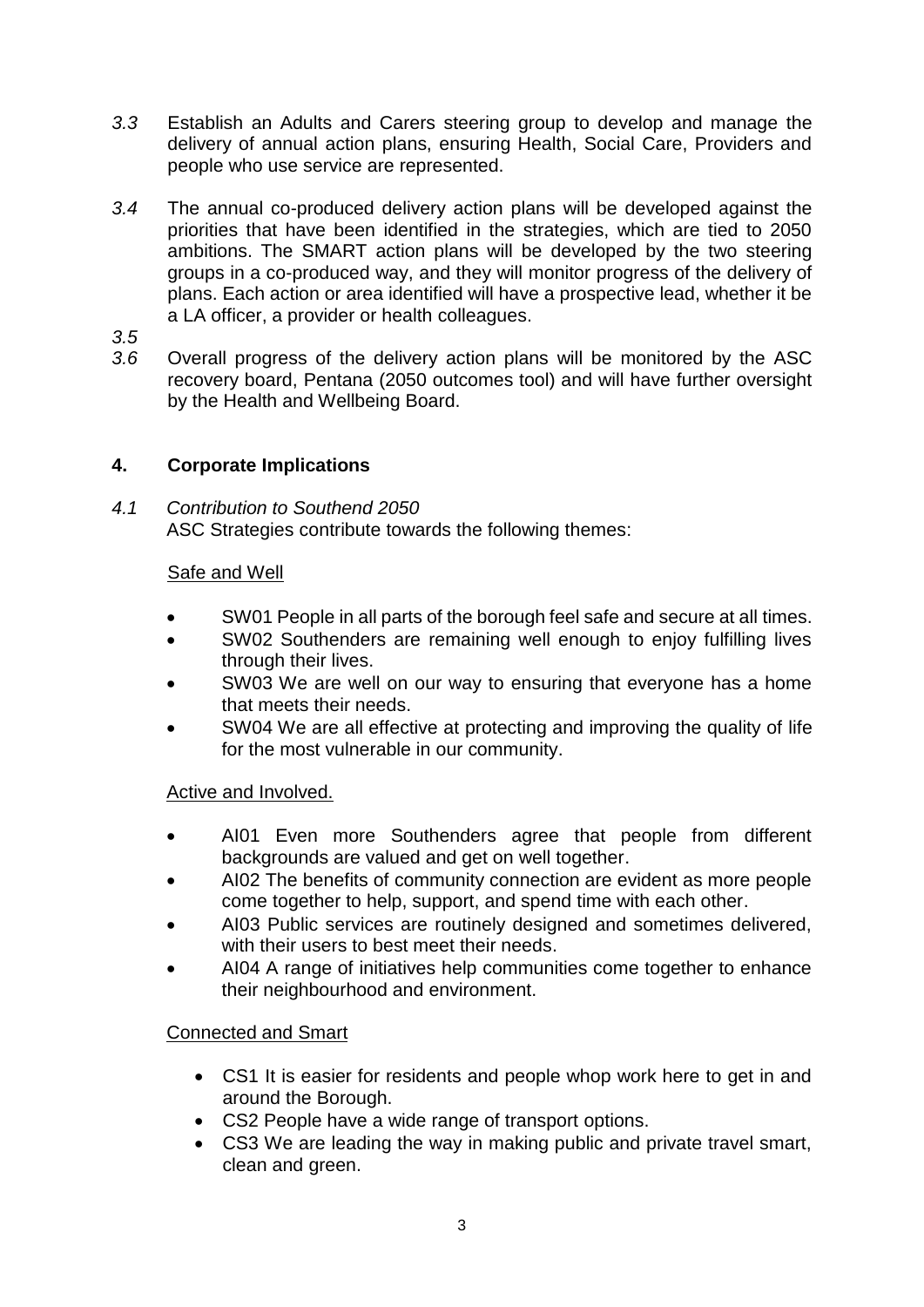*3.3* Establish an Adults and Carers steering group to develop and manage the delivery of annual action plans, ensuring Health, Social Care, Providers and people who use service are represented.

*3.4* The annual co-produced delivery action plans will be developed against the priorities that have been identified in the strategies, which are tied to 2050 ambitions. The SMART action plans will be developed by the two steering groups in a co-produced way, and they will monitor progress of the delivery of plans. Each action or area identified will have a prospective lead, whether it be a LA officer, a provider or health colleagues.

*3.5*

*3.6* Overall progress of the delivery action plans will be monitored by the ASC recovery board, Pentana (2050 outcomes tool) and will have further oversight by the Health and Wellbeing Board.

## 4. Corporate Implications

*4.1 Contribution to Southend 2050*

ASC Strategies contribute towards the following themes:

Safe and Well

- SW01 People in all parts of the borough feel safe and secure at all times.
- SW02 Southenders are remaining well enough to enjoy fulfilling lives through their lives.
- SW03 We are well on our way to ensuring that everyone has a home that meets their needs.
- SW04 We are all effective at protecting and improving the quality of life for the most vulnerable in our community.

Active and Involved.

- AI01 Even more Southenders agree that people from different backgrounds are valued and get on well together.
- AI02 The benefits of community connection are evident as more people come together to help, support, and spend time with each other.
- AI03 Public services are routinely designed and sometimes delivered, with their users to best meet their needs.
- AI04 A range of initiatives help communities come together to enhance their neighbourhood and environment.

Connected and Smart

- CS1 It is easier for residents and people whop work here to get in and around the Borough.
- CS2 People have a wide range of transport options.
- CS3 We are leading the way in making public and private travel smart, clean and green.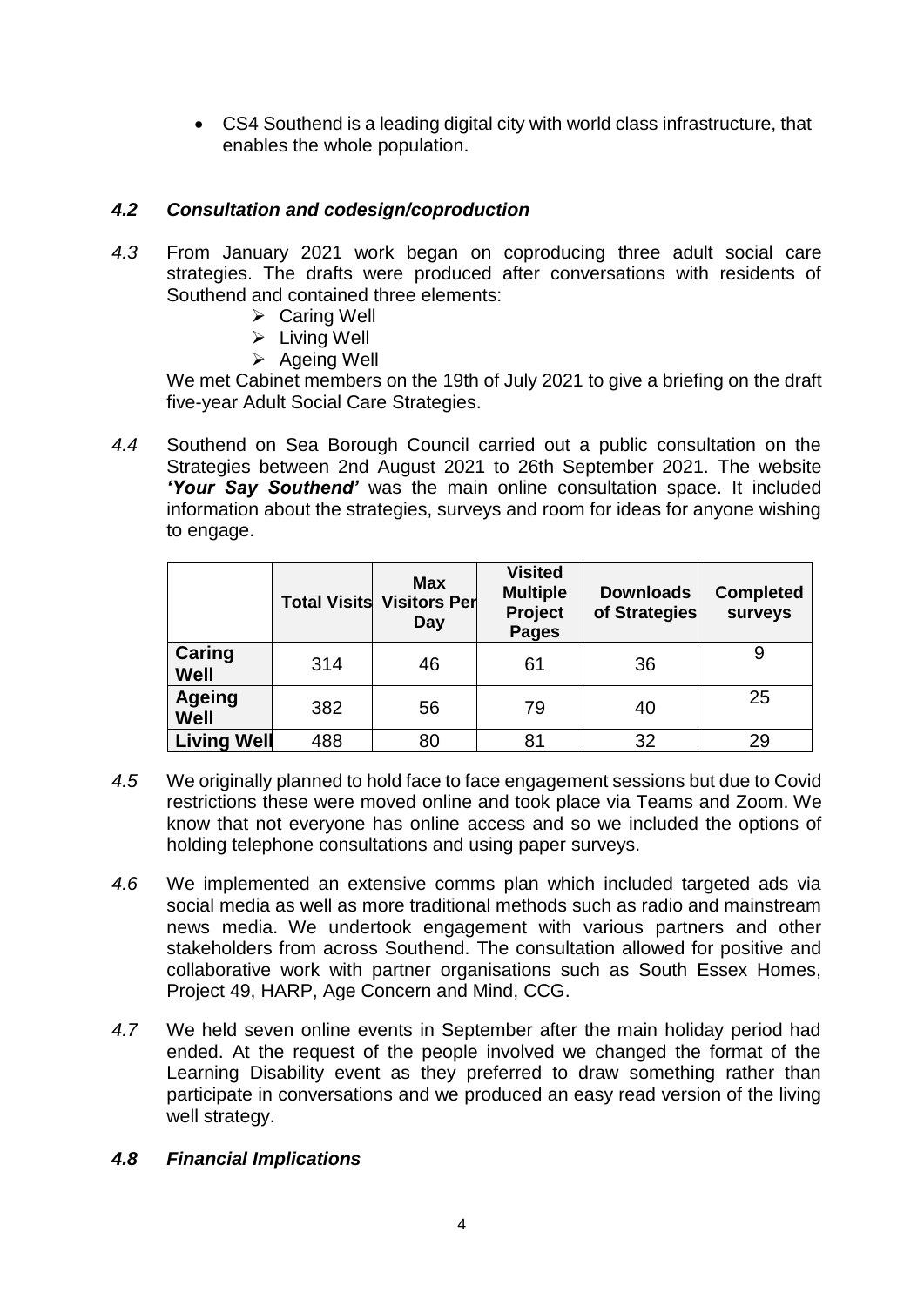- CS4 Southend is a leading digital city with world class infrastructure, that enables the whole population.

### *4.2 Consultation and codesign/coproduction*

*4.3* From January 2021 work began on coproducing three adult social care strategies. The drafts were produced after conversations with residents of Southend and contained three elements:

- Caring Well
- Living Well
- Ageing Well

We met Cabinet members on the 19th of July 2021 to give a briefing on the draft five-year Adult Social Care Strategies.

*4.4* Southend on Sea Borough Council carried out a public consultation on the Strategies between 2nd August 2021 to 26th September 2021. The website ***'Your Say Southend'*** was the main online consultation space. It included information about the strategies, surveys and room for ideas for anyone wishing to engage.

| | Total Visits | Max Visitors Per Day | Visited Multiple Project Pages | Downloads of Strategies | Completed surveys |
|---|---|---|---|---|---|
| **Caring Well** | 314 | 46 | 61 | 36 | 9 |
| **Ageing Well** | 382 | 56 | 79 | 40 | 25 |
| **Living Well** | 488 | 80 | 81 | 32 | 29 |

*4.5* We originally planned to hold face to face engagement sessions but due to Covid restrictions these were moved online and took place via Teams and Zoom. We know that not everyone has online access and so we included the options of holding telephone consultations and using paper surveys.

*4.6* We implemented an extensive comms plan which included targeted ads via social media as well as more traditional methods such as radio and mainstream news media. We undertook engagement with various partners and other stakeholders from across Southend. The consultation allowed for positive and collaborative work with partner organisations such as South Essex Homes, Project 49, HARP, Age Concern and Mind, CCG.

*4.7* We held seven online events in September after the main holiday period had ended. At the request of the people involved we changed the format of the Learning Disability event as they preferred to draw something rather than participate in conversations and we produced an easy read version of the living well strategy.

### *4.8 Financial Implications*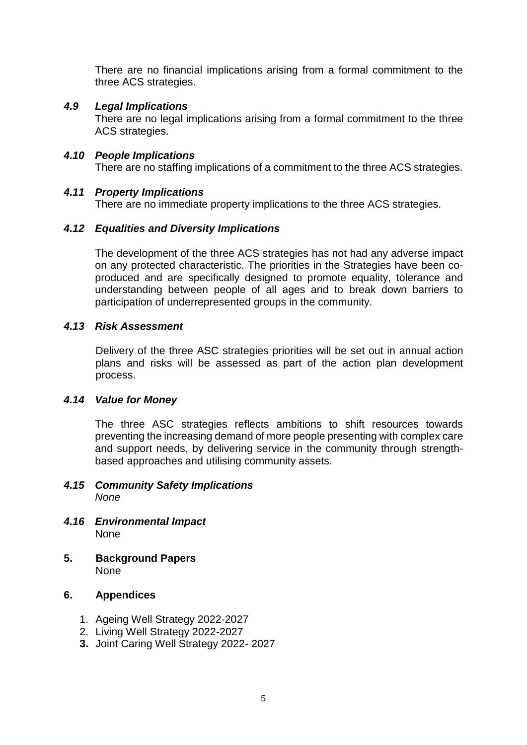There are no financial implications arising from a formal commitment to the three ACS strategies.

### *4.9 Legal Implications*

There are no legal implications arising from a formal commitment to the three ACS strategies.

### *4.10 People Implications*

There are no staffing implications of a commitment to the three ACS strategies.

### *4.11 Property Implications*

There are no immediate property implications to the three ACS strategies.

### *4.12 Equalities and Diversity Implications*

The development of the three ACS strategies has not had any adverse impact on any protected characteristic. The priorities in the Strategies have been co-produced and are specifically designed to promote equality, tolerance and understanding between people of all ages and to break down barriers to participation of underrepresented groups in the community.

### *4.13 Risk Assessment*

Delivery of the three ASC strategies priorities will be set out in annual action plans and risks will be assessed as part of the action plan development process.

### *4.14 Value for Money*

The three ASC strategies reflects ambitions to shift resources towards preventing the increasing demand of more people presenting with complex care and support needs, by delivering service in the community through strength-based approaches and utilising community assets.

### *4.15 Community Safety Implications*

*None*

### *4.16 Environmental Impact*

None

## 5. Background Papers

None

## 6. Appendices

1. Ageing Well Strategy 2022-2027
2. Living Well Strategy 2022-2027
3. Joint Caring Well Strategy 2022- 2027